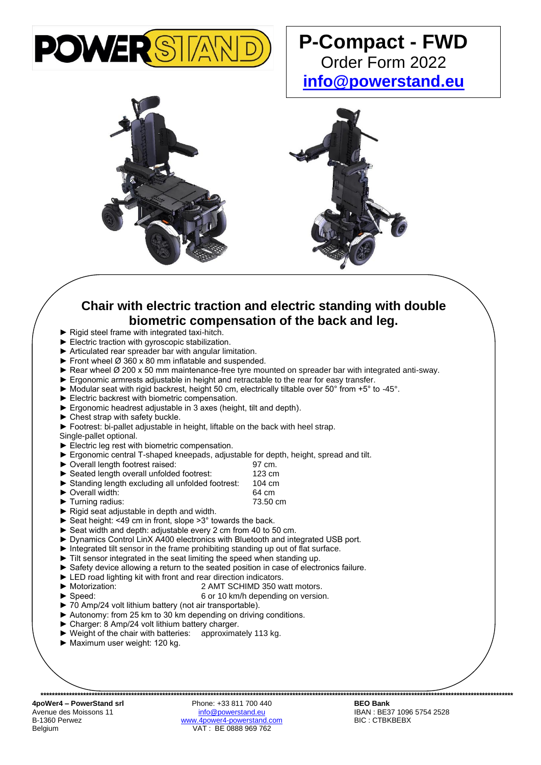POWERSTAND

# P-Compact - FWD

Order Form 2022

**[info@powerstand.eu](mailto:info@powerstand.eu)**

## Chair with electric traction and electric standing with double biometric compensation of the back and leg.

- ► Rigid steel frame with integrated taxi-hitch.
- ► Electric traction with gyroscopic stabilization.
- ► Articulated rear spreader bar with angular limitation.
- ► Front wheel Ø 360 x 80 mm inflatable and suspended.
- ► Rear wheel Ø 200 x 50 mm maintenance-free tyre mounted on spreader bar with integrated anti-sway.
- ► Ergonomic armrests adjustable in height and retractable to the rear for easy transfer.
- ► Modular seat with rigid backrest, height 50 cm, electrically tiltable over 50° from +5° to -45°.
- ► Electric backrest with biometric compensation.
- ► Ergonomic headrest adjustable in 3 axes (height, tilt and depth).
- ► Chest strap with safety buckle.
- ► Footrest: bi-pallet adjustable in height, liftable on the back with heel strap.

Single-pallet optional.

- ► Electric leg rest with biometric compensation.
- ► Ergonomic central T-shaped kneepads, adjustable for depth, height, spread and tilt.
- ► Overall length footrest raised: 97 cm.
- ► Seated length overall unfolded footrest: 123 cm
- ► Standing length excluding all unfolded footrest: 104 cm
- ► Overall width: 64 cm
- ► Turning radius: 73.50 cm
- ► Rigid seat adjustable in depth and width.
- ► Seat height: <49 cm in front, slope >3° towards the back.
- ► Seat width and depth: adjustable every 2 cm from 40 to 50 cm.
- ► Dynamics Control LinX A400 electronics with Bluetooth and integrated USB port.
- ► Integrated tilt sensor in the frame prohibiting standing up out of flat surface.
- ► Tilt sensor integrated in the seat limiting the speed when standing up.
- ► Safety device allowing a return to the seated position in case of electronics failure.
- ► LED road lighting kit with front and rear direction indicators.
- ► Motorization: 2 AMT SCHIMD 350 watt motors.
- ► Speed: 6 or 10 km/h depending on version.
- ► 70 Amp/24 volt lithium battery (not air transportable).
- ► Autonomy: from 25 km to 30 km depending on driving conditions.
- ► Charger: 8 Amp/24 volt lithium battery charger.
- ► Weight of the chair with batteries: approximately 113 kg.
- ► Maximum user weight: 120 kg.

**4poWer4 – PowerStand srl**
Avenue des Moissons 11
B-1360 Perwez
Belgium

Phone: +33 811 700 440
[info@powerstand.eu](mailto:info@powerstand.eu)
[www.4power4-powerstand.com](http://www.4power4-powerstand.com)
VAT : BE 0888 969 762

**BEO Bank**
IBAN : BE37 1096 5754 2528
BIC : CTBKBEBX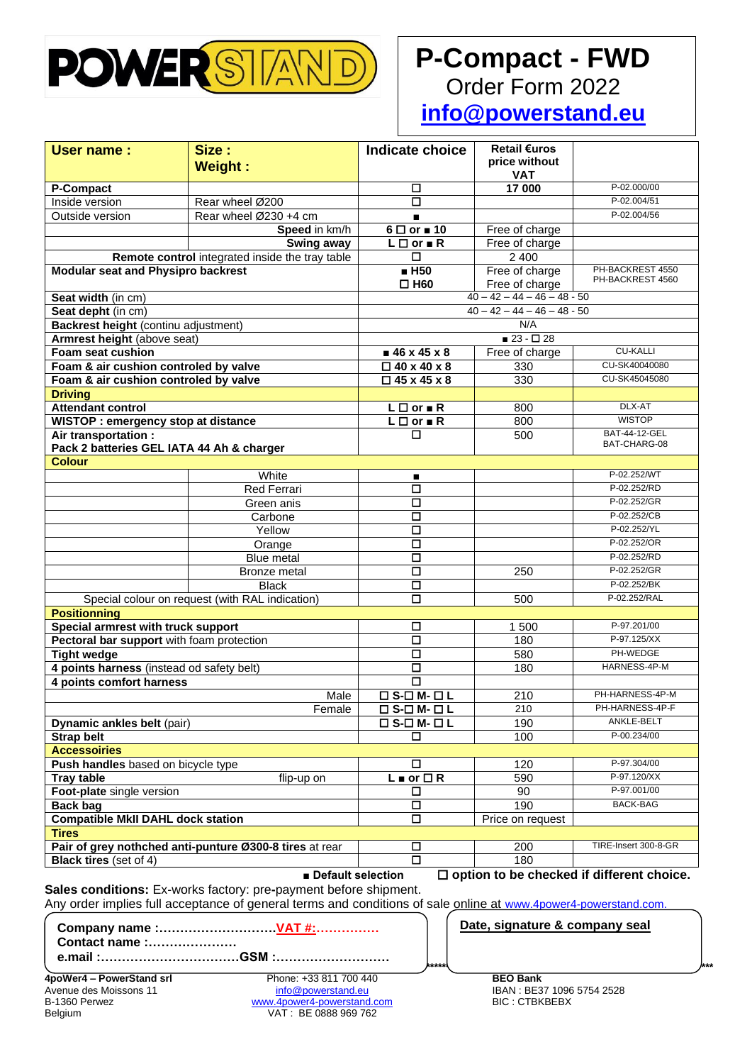POWERSTAND

# P-Compact - FWD

## Order Form 2022

**info@powerstand.eu**

| **User name :** | **Size : Weight :** | **Indicate choice** | **Retail €uros price without VAT** | |
|---|---|---|---|---|
| **P-Compact** | | ☐ | **17 000** | P-02.000/00 |
| Inside version | Rear wheel Ø200 | ☐ | | P-02.004/51 |
| Outside version | Rear wheel Ø230 +4 cm | ■ | | P-02.004/56 |
| | **Speed** in km/h | 6 ☐ or ■ 10 | Free of charge | |
| | **Swing away** | L ☐ or ■ R | Free of charge | |
| **Remote control** integrated inside the tray table | | ☐ | 2 400 | |
| **Modular seat and Physipro backrest** | | ■ H50<br>☐ H60 | Free of charge<br>Free of charge | PH-BACKREST 4550<br>PH-BACKREST 4560 |
| **Seat width** (in cm) | | 40 – 42 – 44 – 46 – 48 - 50 | | |
| **Seat depht** (in cm) | | 40 – 42 – 44 – 46 – 48 - 50 | | |
| **Backrest height** (continu adjustment) | | N/A | | |
| **Armrest height** (above seat) | | ■ 23 - ☐ 28 | | |
| **Foam seat cushion** | | ■ 46 x 45 x 8 | Free of charge | CU-KALLI |
| **Foam & air cushion controled by valve** | | ☐ 40 x 40 x 8 | 330 | CU-SK40040080 |
| **Foam & air cushion controled by valve** | | ☐ 45 x 45 x 8 | 330 | CU-SK45045080 |
| **Driving** | | | | |
| **Attendant control** | | L ☐ or ■ R | 800 | DLX-AT |
| **WISTOP : emergency stop at distance** | | L ☐ or ■ R | 800 | WISTOP |
| **Air transportation : Pack 2 batteries GEL IATA 44 Ah & charger** | | ☐ | 500 | BAT-44-12-GEL<br>BAT-CHARG-08 |
| **Colour** | | | | |
| | White | ■ | | P-02.252/WT |
| | Red Ferrari | ☐ | | P-02.252/RD |
| | Green anis | ☐ | | P-02.252/GR |
| | Carbone | ☐ | | P-02.252/CB |
| | Yellow | ☐ | | P-02.252/YL |
| | Orange | ☐ | | P-02.252/OR |
| | Blue metal | ☐ | | P-02.252/RD |
| | Bronze metal | ☐ | 250 | P-02.252/GR |
| | Black | ☐ | | P-02.252/BK |
| Special colour on request (with RAL indication) | | ☐ | 500 | P-02.252/RAL |
| **Positionning** | | | | |
| **Special armrest with truck support** | | ☐ | 1 500 | P-97.201/00 |
| **Pectoral bar support** with foam protection | | ☐ | 180 | P-97.125/XX |
| **Tight wedge** | | ☐ | 580 | PH-WEDGE |
| **4 points harness** (instead od safety belt) | | ☐ | 180 | HARNESS-4P-M |
| **4 points comfort harness** | | ☐ | | |
| | Male | ☐ S-☐ M- ☐ L | 210 | PH-HARNESS-4P-M |
| | Female | ☐ S-☐ M- ☐ L | 210 | PH-HARNESS-4P-F |
| **Dynamic ankles belt** (pair) | | ☐ S-☐ M- ☐ L | 190 | ANKLE-BELT |
| **Strap belt** | | ☐ | 100 | P-00.234/00 |
| **Accessoires** | | | | |
| **Push handles** based on bicycle type | | ☐ | 120 | P-97.304/00 |
| **Tray table** | flip-up on | L ■ or ☐ R | 590 | P-97.120/XX |
| **Foot-plate** single version | | ☐ | 90 | P-97.001/00 |
| **Back bag** | | ☐ | 190 | BACK-BAG |
| **Compatible MkII DAHL dock station** | | ☐ | Price on request | |
| **Tires** | | | | |
| **Pair of grey nothched anti-punture Ø300-8 tires** at rear | | ☐ | 200 | TIRE-Insert 300-8-GR |
| **Black tires** (set of 4) | | ☐ | 180 | |

**■ Default selection** ☐ **option to be checked if different choice.**

**Sales conditions:** Ex-works factory: pre-payment before shipment.
Any order implies full acceptance of general terms and conditions of sale online at www.4power4-powerstand.com.

**Company name :……………………….VAT #:……………**
**Contact name :…………………**
**e.mail :……………………………GSM :………………………**

**Date, signature & company seal**

**4poWer4 – PowerStand srl**
Avenue des Moissons 11
B-1360 Perwez
Belgium

Phone: +33 811 700 440
info@powerstand.eu
www.4power4-powerstand.com
VAT : BE 0888 969 762

**BEO Bank**
IBAN : BE37 1096 5754 2528
BIC : CTBKBEBX